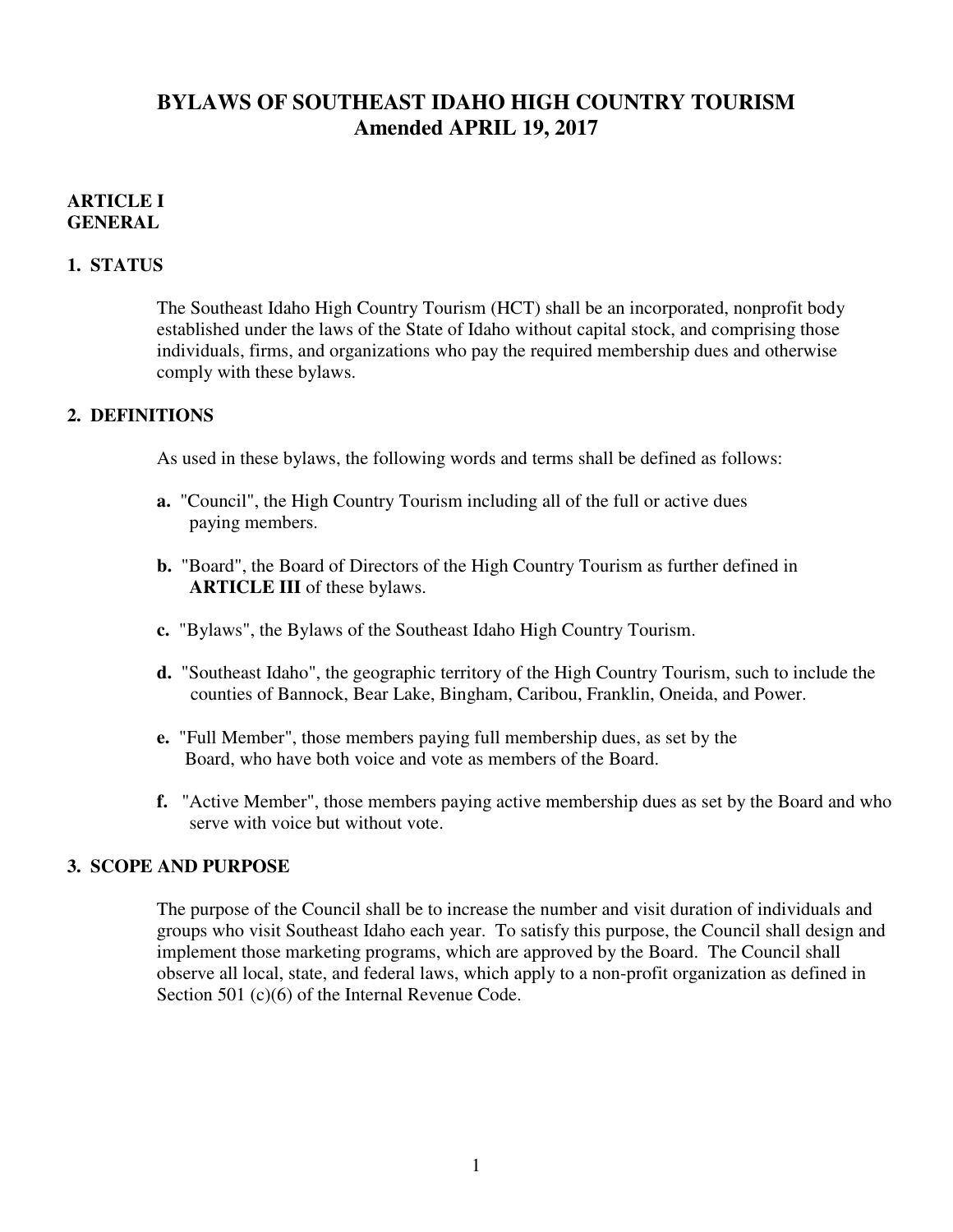# BYLAWS OF SOUTHEAST IDAHO HIGH COUNTRY TOURISM
## Amended APRIL 19, 2017

## ARTICLE I
## GENERAL

### 1. STATUS

The Southeast Idaho High Country Tourism (HCT) shall be an incorporated, nonprofit body established under the laws of the State of Idaho without capital stock, and comprising those individuals, firms, and organizations who pay the required membership dues and otherwise comply with these bylaws.

### 2. DEFINITIONS

As used in these bylaws, the following words and terms shall be defined as follows:

**a.** "Council", the High Country Tourism including all of the full or active dues paying members.

**b.** "Board", the Board of Directors of the High Country Tourism as further defined in **ARTICLE III** of these bylaws.

**c.** "Bylaws", the Bylaws of the Southeast Idaho High Country Tourism.

**d.** "Southeast Idaho", the geographic territory of the High Country Tourism, such to include the counties of Bannock, Bear Lake, Bingham, Caribou, Franklin, Oneida, and Power.

**e.** "Full Member", those members paying full membership dues, as set by the Board, who have both voice and vote as members of the Board.

**f.** "Active Member", those members paying active membership dues as set by the Board and who serve with voice but without vote.

### 3. SCOPE AND PURPOSE

The purpose of the Council shall be to increase the number and visit duration of individuals and groups who visit Southeast Idaho each year. To satisfy this purpose, the Council shall design and implement those marketing programs, which are approved by the Board. The Council shall observe all local, state, and federal laws, which apply to a non-profit organization as defined in Section 501 (c)(6) of the Internal Revenue Code.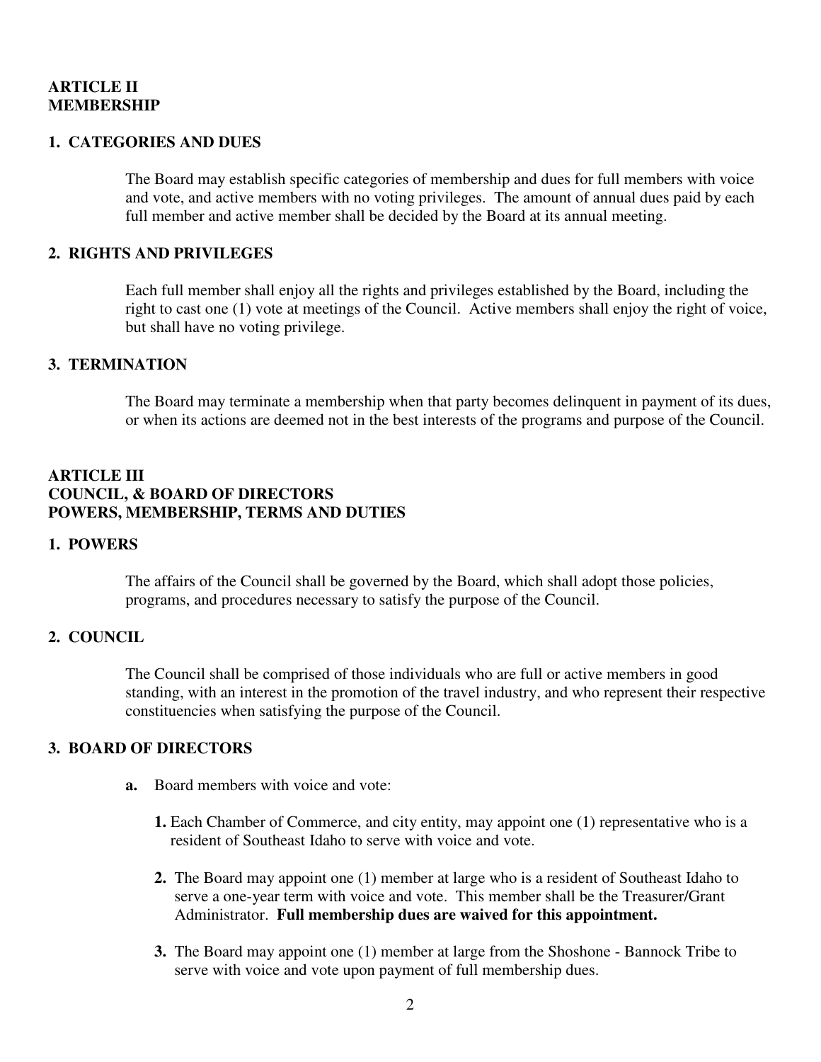**ARTICLE II**
**MEMBERSHIP**

**1. CATEGORIES AND DUES**

The Board may establish specific categories of membership and dues for full members with voice and vote, and active members with no voting privileges. The amount of annual dues paid by each full member and active member shall be decided by the Board at its annual meeting.

**2. RIGHTS AND PRIVILEGES**

Each full member shall enjoy all the rights and privileges established by the Board, including the right to cast one (1) vote at meetings of the Council. Active members shall enjoy the right of voice, but shall have no voting privilege.

**3. TERMINATION**

The Board may terminate a membership when that party becomes delinquent in payment of its dues, or when its actions are deemed not in the best interests of the programs and purpose of the Council.

**ARTICLE III**
**COUNCIL, & BOARD OF DIRECTORS**
**POWERS, MEMBERSHIP, TERMS AND DUTIES**

**1. POWERS**

The affairs of the Council shall be governed by the Board, which shall adopt those policies, programs, and procedures necessary to satisfy the purpose of the Council.

**2. COUNCIL**

The Council shall be comprised of those individuals who are full or active members in good standing, with an interest in the promotion of the travel industry, and who represent their respective constituencies when satisfying the purpose of the Council.

**3. BOARD OF DIRECTORS**

**a.** Board members with voice and vote:

**1.** Each Chamber of Commerce, and city entity, may appoint one (1) representative who is a resident of Southeast Idaho to serve with voice and vote.

**2.** The Board may appoint one (1) member at large who is a resident of Southeast Idaho to serve a one-year term with voice and vote. This member shall be the Treasurer/Grant Administrator. **Full membership dues are waived for this appointment.**

**3.** The Board may appoint one (1) member at large from the Shoshone - Bannock Tribe to serve with voice and vote upon payment of full membership dues.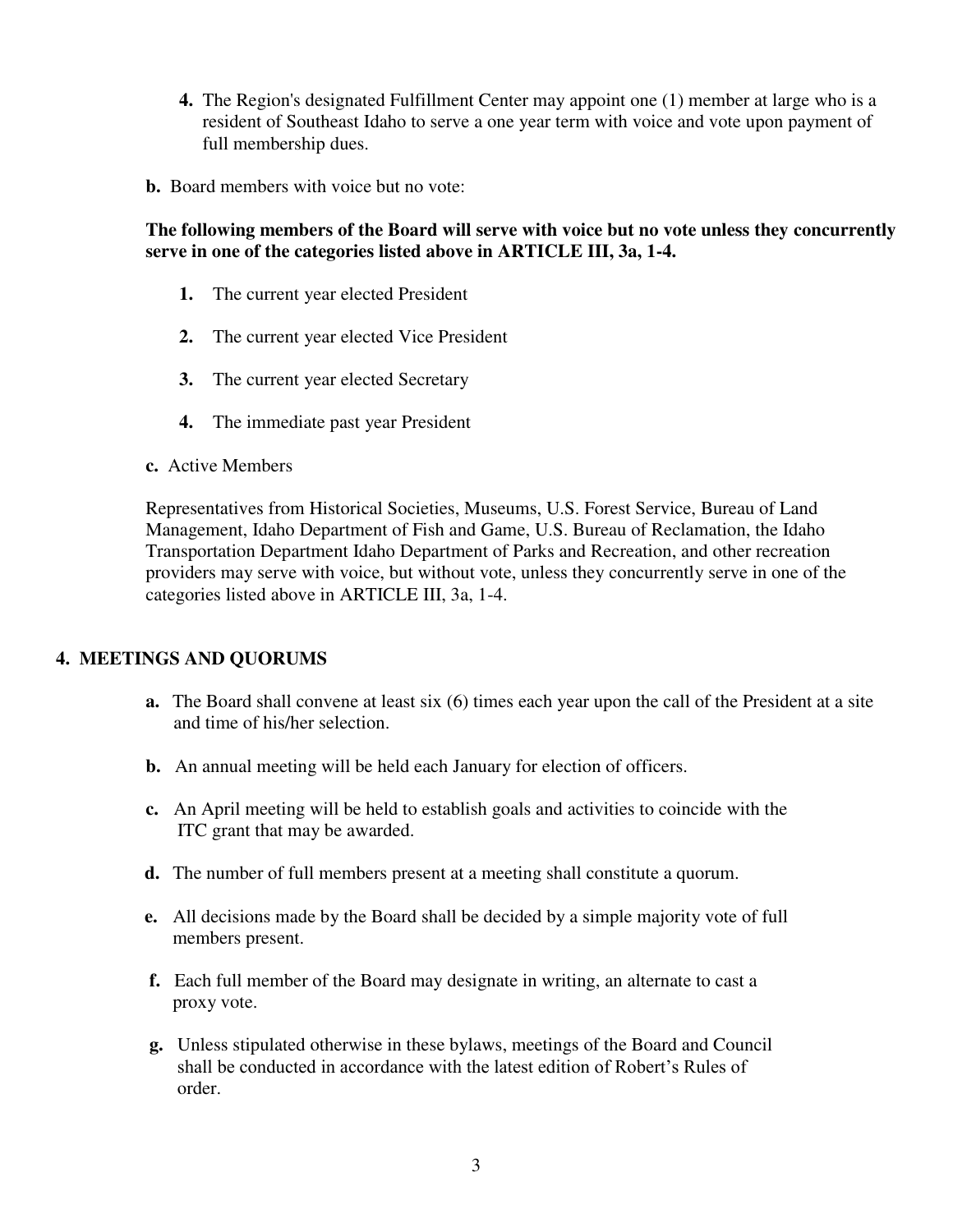4. The Region's designated Fulfillment Center may appoint one (1) member at large who is a resident of Southeast Idaho to serve a one year term with voice and vote upon payment of full membership dues.

**b.** Board members with voice but no vote:

**The following members of the Board will serve with voice but no vote unless they concurrently serve in one of the categories listed above in ARTICLE III, 3a, 1-4.**

1. The current year elected President
2. The current year elected Vice President
3. The current year elected Secretary
4. The immediate past year President

**c.** Active Members

Representatives from Historical Societies, Museums, U.S. Forest Service, Bureau of Land Management, Idaho Department of Fish and Game, U.S. Bureau of Reclamation, the Idaho Transportation Department Idaho Department of Parks and Recreation, and other recreation providers may serve with voice, but without vote, unless they concurrently serve in one of the categories listed above in ARTICLE III, 3a, 1-4.

## 4. MEETINGS AND QUORUMS

**a.** The Board shall convene at least six (6) times each year upon the call of the President at a site and time of his/her selection.

**b.** An annual meeting will be held each January for election of officers.

**c.** An April meeting will be held to establish goals and activities to coincide with the ITC grant that may be awarded.

**d.** The number of full members present at a meeting shall constitute a quorum.

**e.** All decisions made by the Board shall be decided by a simple majority vote of full members present.

**f.** Each full member of the Board may designate in writing, an alternate to cast a proxy vote.

**g.** Unless stipulated otherwise in these bylaws, meetings of the Board and Council shall be conducted in accordance with the latest edition of Robert's Rules of order.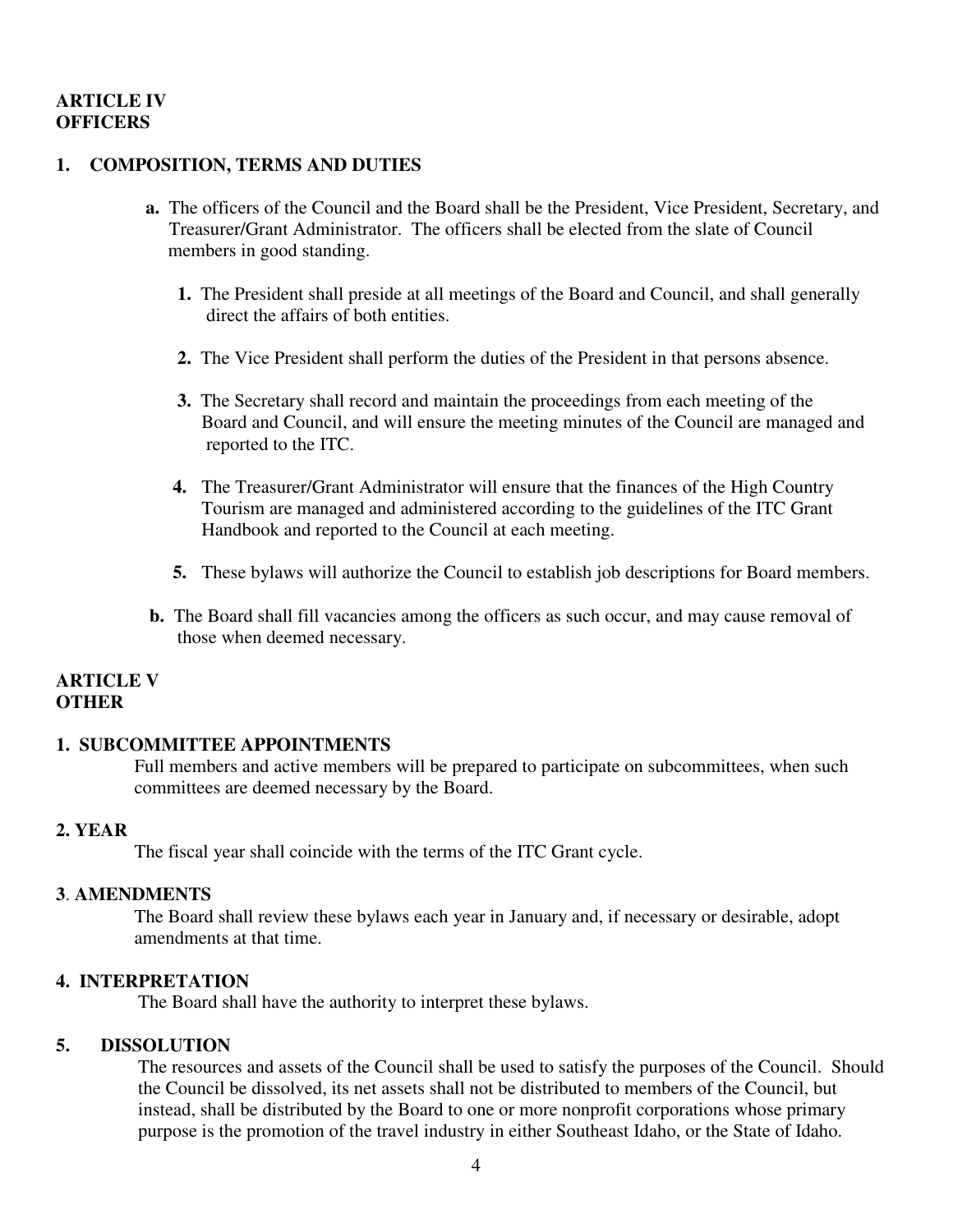## ARTICLE IV
## OFFICERS

### 1. COMPOSITION, TERMS AND DUTIES

**a.** The officers of the Council and the Board shall be the President, Vice President, Secretary, and Treasurer/Grant Administrator. The officers shall be elected from the slate of Council members in good standing.

**1.** The President shall preside at all meetings of the Board and Council, and shall generally direct the affairs of both entities.

**2.** The Vice President shall perform the duties of the President in that persons absence.

**3.** The Secretary shall record and maintain the proceedings from each meeting of the Board and Council, and will ensure the meeting minutes of the Council are managed and reported to the ITC.

**4.** The Treasurer/Grant Administrator will ensure that the finances of the High Country Tourism are managed and administered according to the guidelines of the ITC Grant Handbook and reported to the Council at each meeting.

**5.** These bylaws will authorize the Council to establish job descriptions for Board members.

**b.** The Board shall fill vacancies among the officers as such occur, and may cause removal of those when deemed necessary.

## ARTICLE V
## OTHER

### 1. SUBCOMMITTEE APPOINTMENTS

Full members and active members will be prepared to participate on subcommittees, when such committees are deemed necessary by the Board.

### 2. YEAR

The fiscal year shall coincide with the terms of the ITC Grant cycle.

### 3. AMENDMENTS

The Board shall review these bylaws each year in January and, if necessary or desirable, adopt amendments at that time.

### 4. INTERPRETATION

The Board shall have the authority to interpret these bylaws.

### 5. DISSOLUTION

The resources and assets of the Council shall be used to satisfy the purposes of the Council. Should the Council be dissolved, its net assets shall not be distributed to members of the Council, but instead, shall be distributed by the Board to one or more nonprofit corporations whose primary purpose is the promotion of the travel industry in either Southeast Idaho, or the State of Idaho.